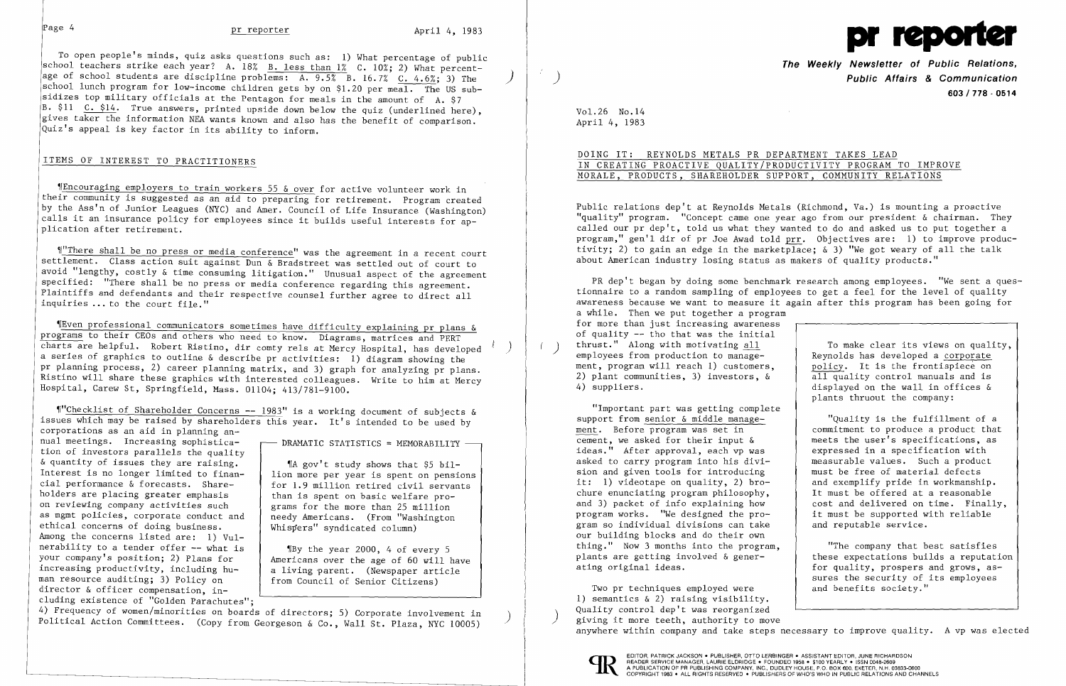To open people's minds, quiz asks questions such as: 1) What percentage of public school teachers strike each year? A. 18% B. less than 1% C. 10%; 2) What percentage of school students are discipline problems: A. 9.5% B. 16.7% C. 4.6%; 3) The school lunch program for low-income children gets by on $1.20 per meal. The US subsidizes top military officials at the Pentagon for meals in the amount of A. $7 B. $11 C. $14. True answers, printed upside down below the quiz (underlined here), gives taker the information NEA wants known and also has the benefit of comparison. Quiz's appeal is key factor in its ability to inform.

## ITEMS OF INTEREST TO PRACTITIONERS

¶Encouraging employers to train workers 55 & over for active volunteer work in their community is suggested as an aid to preparing for retirement. Program created by the Ass'n of Junior Leagues (NYC) and Amer. Council of Life Insurance (Washington) calls it an insurance policy for employees since it builds useful interests for application after retirement.

¶"There shall be no press or media conference" was the agreement in a recent court settlement. Class action suit against Dun & Bradstreet was settled out of court to avoid "lengthy, costly & time consuming litigation." Unusual aspect of the agreement specified: "There shall be no press or media conference regarding this agreement. Plaintiffs and defendants and their respective counsel further agree to direct all inquiries ... to the court file."

¶Even professional communicators sometimes have difficulty explaining pr plans & programs to their CEOs and others who need to know. Diagrams, matrices and PERT charts are helpful. Robert Ristino, dir comty rels at Mercy Hospital, has developed a series of graphics to outline & describe pr activities: 1) diagram showing the pr planning process, 2) career planning matrix, and 3) graph for analyzing pr plans. Ristino will share these graphics with interested colleagues. Write to him at Mercy Hospital, Carew St, Springfield, Mass. 01104; 413/781-9100.

¶"Checklist of Shareholder Concerns -- 1983" is a working document of subjects & issues which may be raised by shareholders this year. It's intended to be used by corporations as an aid in planning annual meetings. Increasing sophistication of investors parallels the quality & quantity of issues they are raising. Interest is no longer limited to financial performance & forecasts. Shareholders are placing greater emphasis on reviewing company activities such as mgmt policies, corporate conduct and ethical concerns of doing business. Among the concerns listed are: 1) Vulnerability to a tender offer -- what is your company's position; 2) Plans for increasing productivity, including human resource auditing; 3) Policy on director & officer compensation, including existence of "Golden Parachutes"; 4) Frequency of women/minorities on boards of directors; 5) Corporate involvement in Political Action Committees. (Copy from Georgeson & Co., Wall St. Plaza, NYC 10005)

> **DRAMATIC STATISTICS = MEMORABILITY**
>
> ¶A gov't study shows that $5 billion more per year is spent on pensions for 1.9 million retired civil servants than is spent on basic welfare programs for the more than 25 million needy Americans. (From "Washington Whispers" syndicated column)
>
> ¶By the year 2000, 4 of every 5 Americans over the age of 60 will have a living parent. (Newspaper article from Council of Senior Citizens)

# pr reporter

**The Weekly Newsletter of Public Relations, Public Affairs & Communication**
**603 / 778 - 0514**

Vol.26 No.14
April 4, 1983

## DOING IT: REYNOLDS METALS PR DEPARTMENT TAKES LEAD IN CREATING PROACTIVE QUALITY/PRODUCTIVITY PROGRAM TO IMPROVE MORALE, PRODUCTS, SHAREHOLDER SUPPORT, COMMUNITY RELATIONS

Public relations dep't at Reynolds Metals (Richmond, Va.) is mounting a proactive "quality" program. "Concept came one year ago from our president & chairman. They called our pr dep't, told us what they wanted to do and asked us to put together a program," gen'l dir of pr Joe Awad told prr. Objectives are: 1) to improve productivity; 2) to gain an edge in the marketplace; & 3) "We got weary of all the talk about American industry losing status as makers of quality products."

PR dep't began by doing some benchmark research among employees. "We sent a questionnaire to a random sampling of employees to get a feel for the level of quality awareness because we want to measure it again after this program has been going for a while. Then we put together a program for more than just increasing awareness of quality -- tho that was the initial thrust." Along with motivating all employees from production to management, program will reach 1) customers, 2) plant communities, 3) investors, & 4) suppliers.

"Important part was getting complete support from senior & middle management. Before program was set in cement, we asked for their input & ideas." After approval, each vp was asked to carry program into his division and given tools for introducing it: 1) videotape on quality, 2) brochure enunciating program philosophy, and 3) packet of info explaining how program works. "We designed the program so individual divisions can take our building blocks and do their own thing." Now 3 months into the program, plants are getting involved & generating original ideas.

Two pr techniques employed were 1) semantics & 2) raising visibility. Quality control dep't was reorganized giving it more teeth, authority to move anywhere within company and take steps necessary to improve quality. A vp was elected

> To make clear its views on quality, Reynolds has developed a corporate policy. It is the frontispiece on all quality control manuals and is displayed on the wall in offices & plants thruout the company:
>
> "Quality is the fulfillment of a commitment to produce a product that meets the user's specifications, as expressed in a specification with measurable values. Such a product must be free of material defects and exemplify pride in workmanship. It must be offered at a reasonable cost and delivered on time. Finally, it must be supported with reliable and reputable service.
>
> "The company that best satisfies these expectations builds a reputation for quality, prospers and grows, assures the security of its employees and benefits society."

EDITOR, PATRICK JACKSON • PUBLISHER, OTTO LERBINGER • ASSISTANT EDITOR, JUNE RICHARDSON
READER SERVICE MANAGER, LAURIE ELDRIDGE • FOUNDED 1958 • $100 YEARLY • ISSN 0048-2609
A PUBLICATION OF PR PUBLISHING COMPANY, INC., DUDLEY HOUSE, P.O. BOX 600, EXETER, N.H. 03833-0600
COPYRIGHT 1983 • ALL RIGHTS RESERVED • PUBLISHERS OF WHO'S WHO IN PUBLIC RELATIONS AND CHANNELS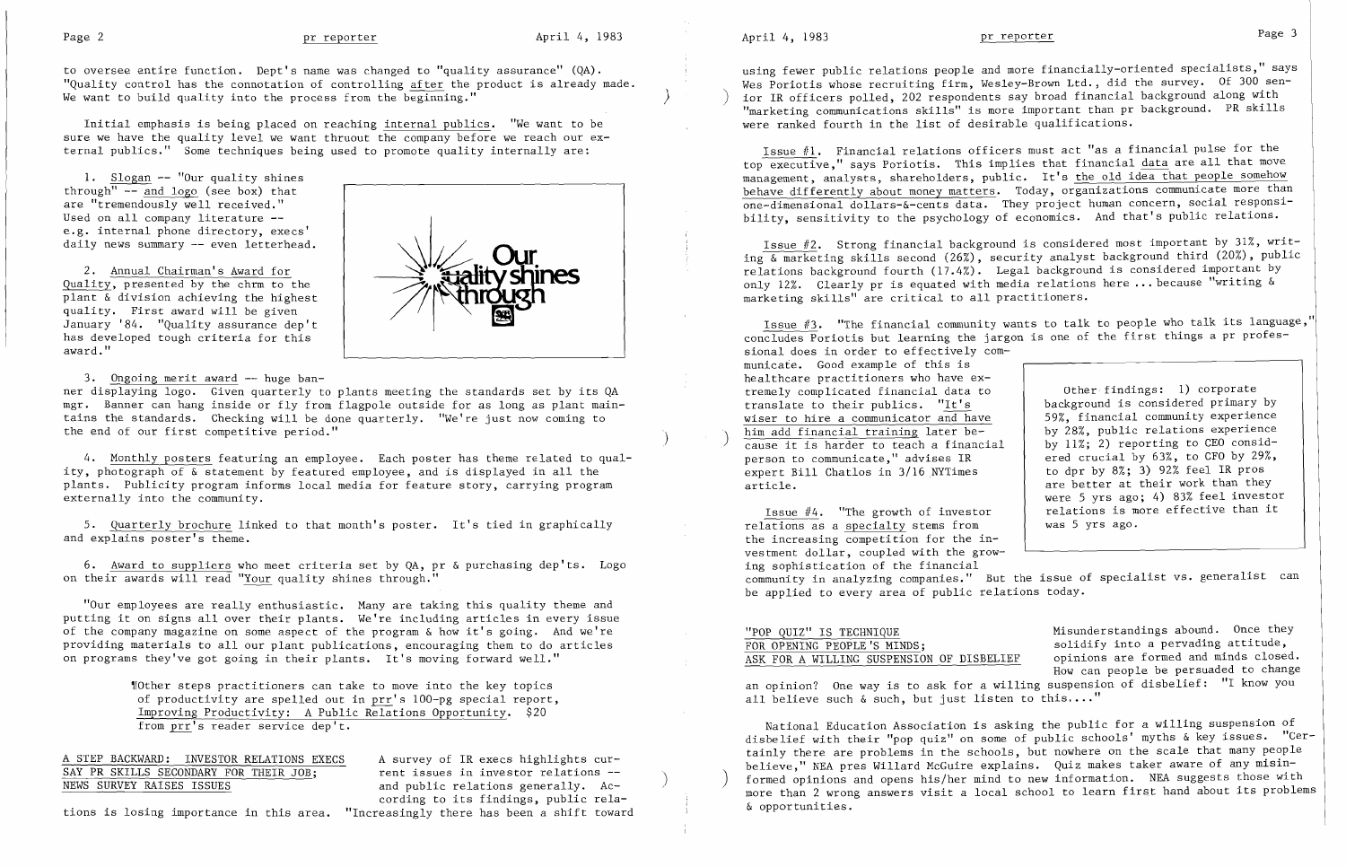to oversee entire function. Dept's name was changed to "quality assurance" (QA). "Quality control has the connotation of controlling after the product is already made. We want to build quality into the process from the beginning."

Initial emphasis is being placed on reaching internal publics. "We want to be sure we have the quality level we want thruout the company before we reach our external publics." Some techniques being used to promote quality internally are:

1. Slogan -- "Our quality shines through" -- and logo (see box) that are "tremendously well received." Used on all company literature -- e.g. internal phone directory, execs' daily news summary -- even letterhead.

Our quality shines through

2. Annual Chairman's Award for Quality, presented by the chrm to the plant & division achieving the highest quality. First award will be given January '84. "Quality assurance dep't has developed tough criteria for this award."

3. Ongoing merit award -- huge banner displaying logo. Given quarterly to plants meeting the standards set by its QA mgr. Banner can hang inside or fly from flagpole outside for as long as plant maintains the standards. Checking will be done quarterly. "We're just now coming to the end of our first competitive period."

4. Monthly posters featuring an employee. Each poster has theme related to quality, photograph of & statement by featured employee, and is displayed in all the plants. Publicity program informs local media for feature story, carrying program externally into the community.

5. Quarterly brochure linked to that month's poster. It's tied in graphically and explains poster's theme.

6. Award to suppliers who meet criteria set by QA, pr & purchasing dep'ts. Logo on their awards will read "Your quality shines through."

"Our employees are really enthusiastic. Many are taking this quality theme and putting it on signs all over their plants. We're including articles in every issue of the company magazine on some aspect of the program & how it's going. And we're providing materials to all our plant publications, encouraging them to do articles on programs they've got going in their plants. It's moving forward well."

¶Other steps practitioners can take to move into the key topics of productivity are spelled out in prr's 100-pg special report, Improving Productivity: A Public Relations Opportunity. $20 from prr's reader service dep't.

## A STEP BACKWARD: INVESTOR RELATIONS EXECS SAY PR SKILLS SECONDARY FOR THEIR JOB; NEWS SURVEY RAISES ISSUES

A survey of IR execs highlights current issues in investor relations -- and public relations generally. According to its findings, public relations is losing importance in this area. "Increasingly there has been a shift toward using fewer public relations people and more financially-oriented specialists," says Wes Poriotis whose recruiting firm, Wesley-Brown Ltd., did the survey. Of 300 senior IR officers polled, 202 respondents say broad financial background along with "marketing communications skills" is more important than pr background. PR skills were ranked fourth in the list of desirable qualifications.

Issue #1. Financial relations officers must act "as a financial pulse for the top executive," says Poriotis. This implies that financial data are all that move management, analysts, shareholders, public. It's the old idea that people somehow behave differently about money matters. Today, organizations communicate more than one-dimensional dollars-&-cents data. They project human concern, social responsibility, sensitivity to the psychology of economics. And that's public relations.

Issue #2. Strong financial background is considered most important by 31%, writing & marketing skills second (26%), security analyst background third (20%), public relations background fourth (17.4%). Legal background is considered important by only 12%. Clearly pr is equated with media relations here ... because "writing & marketing skills" are critical to all practitioners.

Issue #3. "The financial community wants to talk to people who talk its language," concludes Poriotis but learning the jargon is one of the first things a pr professional does in order to effectively communicate. Good example of this is healthcare practitioners who have extremely complicated financial data to translate to their publics. "It's wiser to hire a communicator and have him add financial training later because it is harder to teach a financial person to communicate," advises IR expert Bill Chatlos in 3/16 NYTimes article.

Other findings: 1) corporate background is considered primary by 59%, financial community experience by 28%, public relations experience by 11%; 2) reporting to CEO considered crucial by 63%, to CFO by 29%, to dpr by 8%; 3) 92% feel IR pros are better at their work than they were 5 yrs ago; 4) 83% feel investor relations is more effective than it was 5 yrs ago.

Issue #4. "The growth of investor relations as a specialty stems from the increasing competition for the investment dollar, coupled with the growing sophistication of the financial community in analyzing companies." But the issue of specialist vs. generalist can be applied to every area of public relations today.

## "POP QUIZ" IS TECHNIQUE FOR OPENING PEOPLE'S MINDS; ASK FOR A WILLING SUSPENSION OF DISBELIEF

Misunderstandings abound. Once they solidify into a pervading attitude, opinions are formed and minds closed. How can people be persuaded to change an opinion? One way is to ask for a willing suspension of disbelief: "I know you all believe such & such, but just listen to this...."

National Education Association is asking the public for a willing suspension of disbelief with their "pop quiz" on some of public schools' myths & key issues. "Certainly there are problems in the schools, but nowhere on the scale that many people believe," NEA pres Willard McGuire explains. Quiz makes taker aware of any misinformed opinions and opens his/her mind to new information. NEA suggests those with more than 2 wrong answers visit a local school to learn first hand about its problems & opportunities.